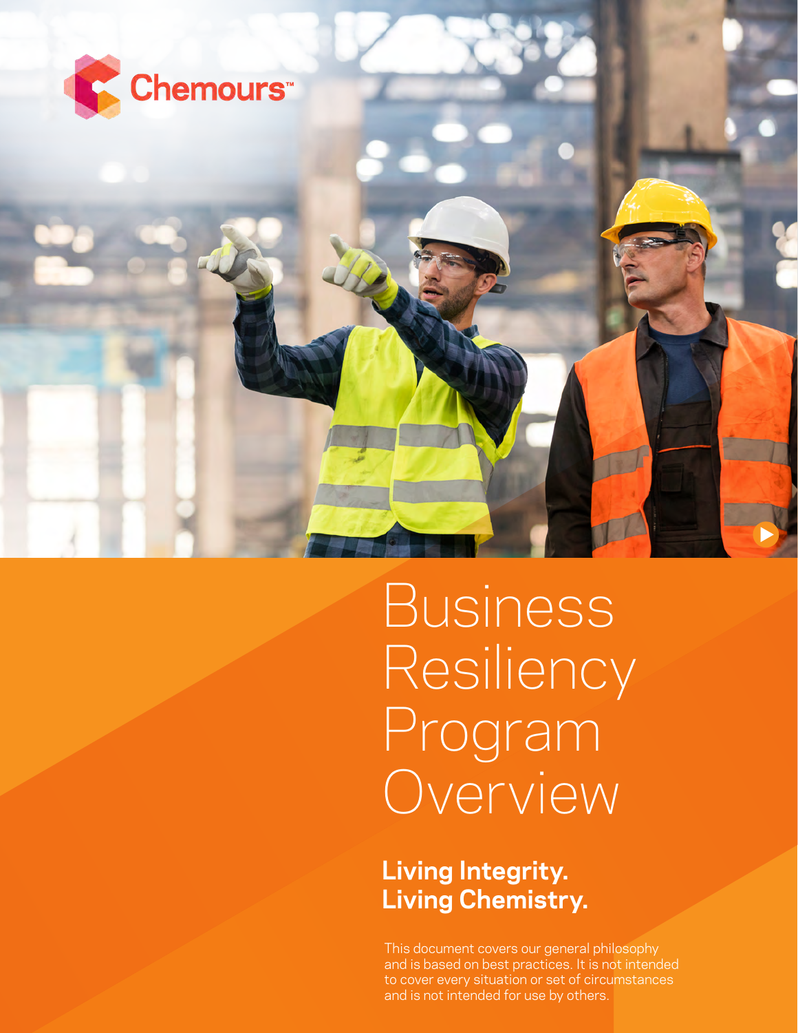Chemours™

# Business Resiliency Program Overview

**Living Integrity.
Living Chemistry.**

This document covers our general philosophy and is based on best practices. It is not intended to cover every situation or set of circumstances and is not intended for use by others.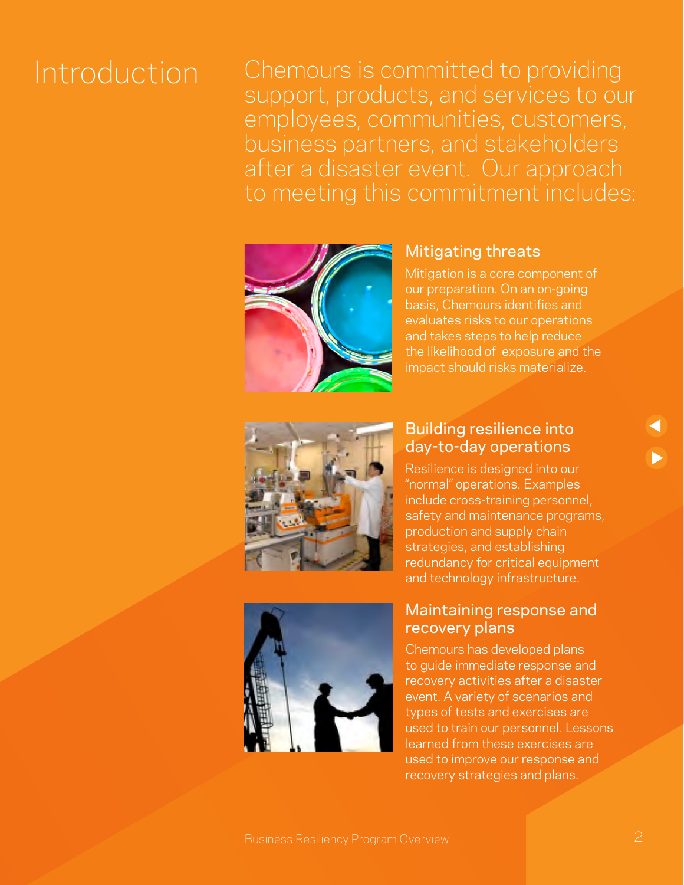# Introduction

Chemours is committed to providing support, products, and services to our employees, communities, customers, business partners, and stakeholders after a disaster event. Our approach to meeting this commitment includes:

## Mitigating threats

Mitigation is a core component of our preparation. On an on-going basis, Chemours identifies and evaluates risks to our operations and takes steps to help reduce the likelihood of exposure and the impact should risks materialize.

## Building resilience into day-to-day operations

Resilience is designed into our "normal" operations. Examples include cross-training personnel, safety and maintenance programs, production and supply chain strategies, and establishing redundancy for critical equipment and technology infrastructure.

## Maintaining response and recovery plans

Chemours has developed plans to guide immediate response and recovery activities after a disaster event. A variety of scenarios and types of tests and exercises are used to train our personnel. Lessons learned from these exercises are used to improve our response and recovery strategies and plans.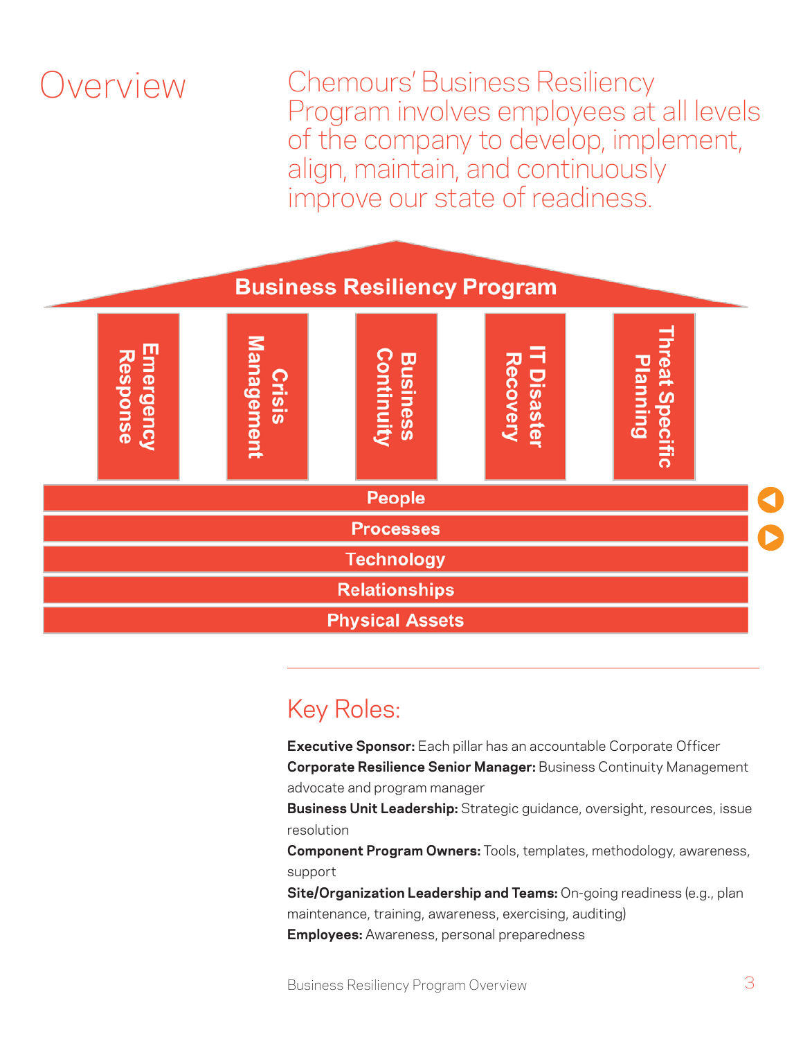# Overview

Chemours' Business Resiliency Program involves employees at all levels of the company to develop, implement, align, maintain, and continuously improve our state of readiness.

**Business Resiliency Program**

- Emergency Response
- Crisis Management
- Business Continuity
- IT Disaster Recovery
- Threat Specific Planning

**People**

**Processes**

**Technology**

**Relationships**

**Physical Assets**

## Key Roles:

**Executive Sponsor:** Each pillar has an accountable Corporate Officer

**Corporate Resilience Senior Manager:** Business Continuity Management advocate and program manager

**Business Unit Leadership:** Strategic guidance, oversight, resources, issue resolution

**Component Program Owners:** Tools, templates, methodology, awareness, support

**Site/Organization Leadership and Teams:** On-going readiness (e.g., plan maintenance, training, awareness, exercising, auditing)

**Employees:** Awareness, personal preparedness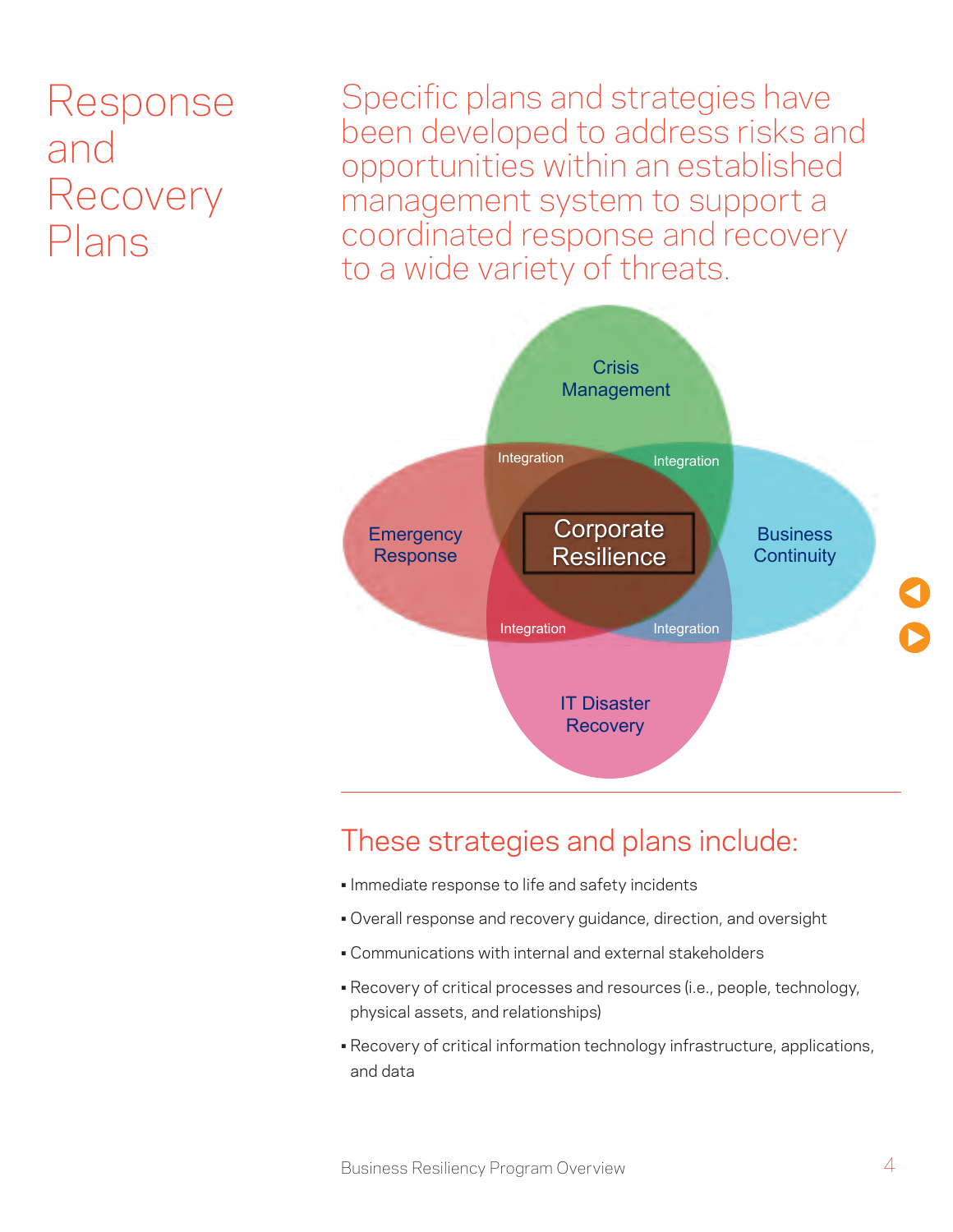# Response and Recovery Plans

## Specific plans and strategies have been developed to address risks and opportunities within an established management system to support a coordinated response and recovery to a wide variety of threats.

Crisis Management

Emergency Response

Corporate Resilience

Business Continuity

IT Disaster Recovery

Integration

Integration

Integration

Integration

## These strategies and plans include:

- Immediate response to life and safety incidents
- Overall response and recovery guidance, direction, and oversight
- Communications with internal and external stakeholders
- Recovery of critical processes and resources (i.e., people, technology, physical assets, and relationships)
- Recovery of critical information technology infrastructure, applications, and data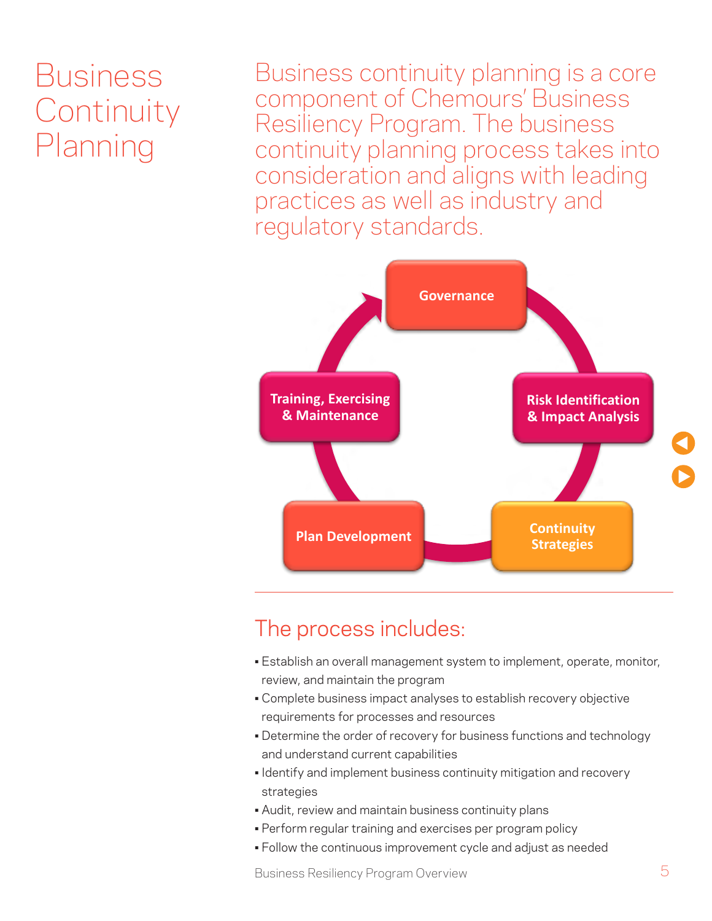# Business Continuity Planning

Business continuity planning is a core component of Chemours' Business Resiliency Program. The business continuity planning process takes into consideration and aligns with leading practices as well as industry and regulatory standards.

Governance

Risk Identification & Impact Analysis

Continuity Strategies

Plan Development

Training, Exercising & Maintenance

## The process includes:

- Establish an overall management system to implement, operate, monitor, review, and maintain the program
- Complete business impact analyses to establish recovery objective requirements for processes and resources
- Determine the order of recovery for business functions and technology and understand current capabilities
- Identify and implement business continuity mitigation and recovery strategies
- Audit, review and maintain business continuity plans
- Perform regular training and exercises per program policy
- Follow the continuous improvement cycle and adjust as needed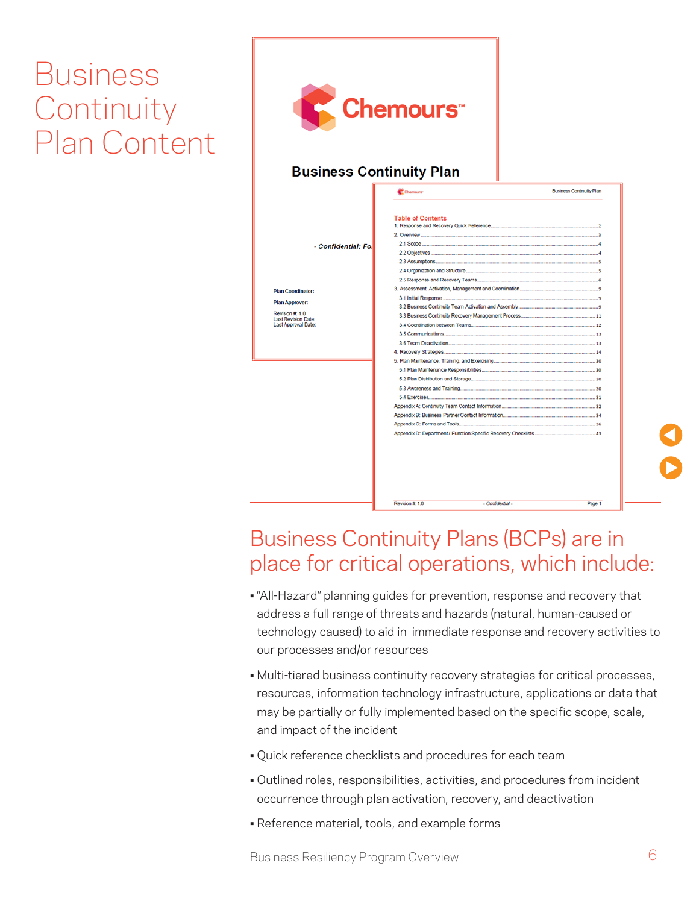# Business Continuity Plan Content

## Business Continuity Plans (BCPs) are in place for critical operations, which include:

- "All-Hazard" planning guides for prevention, response and recovery that address a full range of threats and hazards (natural, human-caused or technology caused) to aid in immediate response and recovery activities to our processes and/or resources
- Multi-tiered business continuity recovery strategies for critical processes, resources, information technology infrastructure, applications or data that may be partially or fully implemented based on the specific scope, scale, and impact of the incident
- Quick reference checklists and procedures for each team
- Outlined roles, responsibilities, activities, and procedures from incident occurrence through plan activation, recovery, and deactivation
- Reference material, tools, and example forms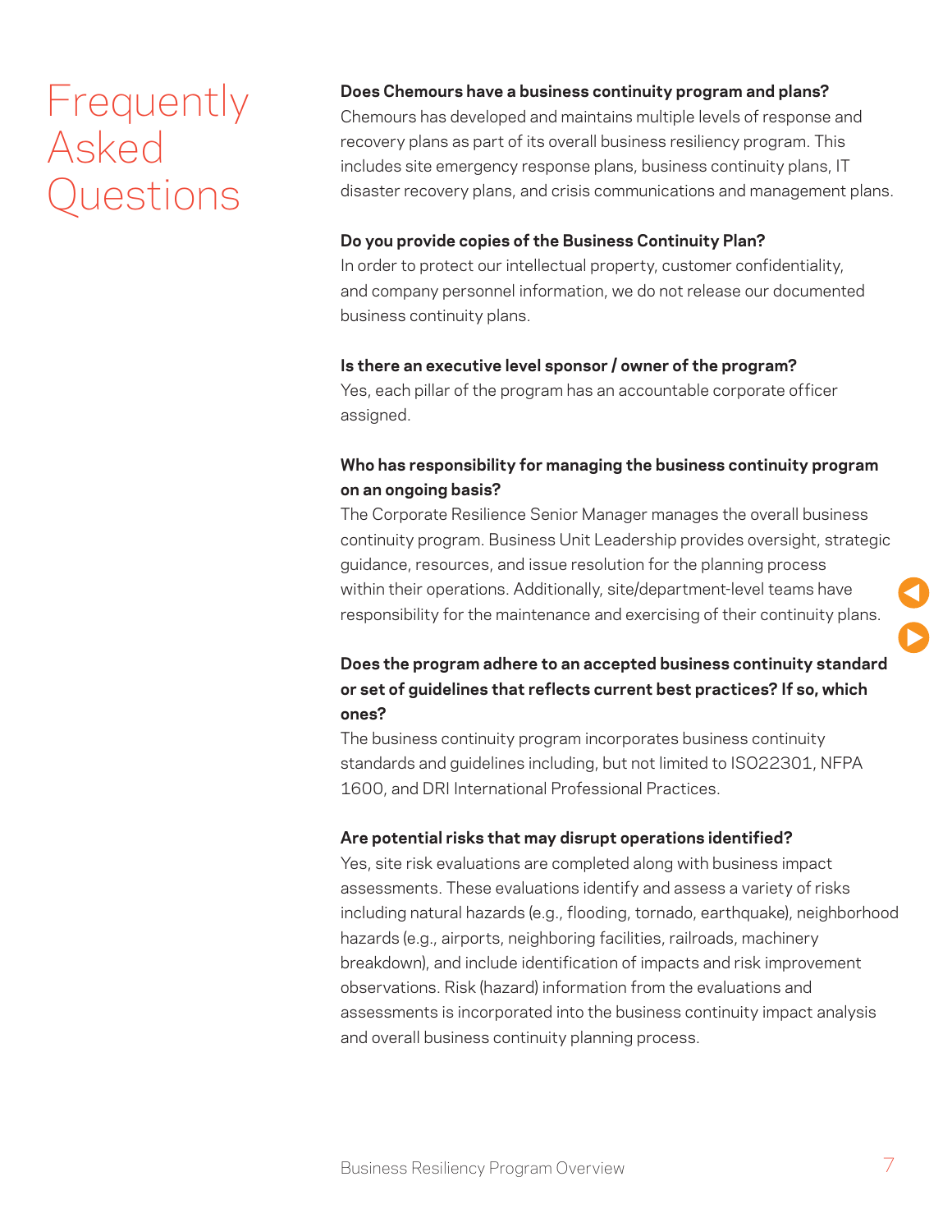# Frequently Asked Questions

**Does Chemours have a business continuity program and plans?**
Chemours has developed and maintains multiple levels of response and recovery plans as part of its overall business resiliency program. This includes site emergency response plans, business continuity plans, IT disaster recovery plans, and crisis communications and management plans.

**Do you provide copies of the Business Continuity Plan?**
In order to protect our intellectual property, customer confidentiality, and company personnel information, we do not release our documented business continuity plans.

**Is there an executive level sponsor / owner of the program?**
Yes, each pillar of the program has an accountable corporate officer assigned.

**Who has responsibility for managing the business continuity program on an ongoing basis?**
The Corporate Resilience Senior Manager manages the overall business continuity program. Business Unit Leadership provides oversight, strategic guidance, resources, and issue resolution for the planning process within their operations. Additionally, site/department-level teams have responsibility for the maintenance and exercising of their continuity plans.

**Does the program adhere to an accepted business continuity standard or set of guidelines that reflects current best practices? If so, which ones?**
The business continuity program incorporates business continuity standards and guidelines including, but not limited to ISO22301, NFPA 1600, and DRI International Professional Practices.

**Are potential risks that may disrupt operations identified?**
Yes, site risk evaluations are completed along with business impact assessments. These evaluations identify and assess a variety of risks including natural hazards (e.g., flooding, tornado, earthquake), neighborhood hazards (e.g., airports, neighboring facilities, railroads, machinery breakdown), and include identification of impacts and risk improvement observations. Risk (hazard) information from the evaluations and assessments is incorporated into the business continuity impact analysis and overall business continuity planning process.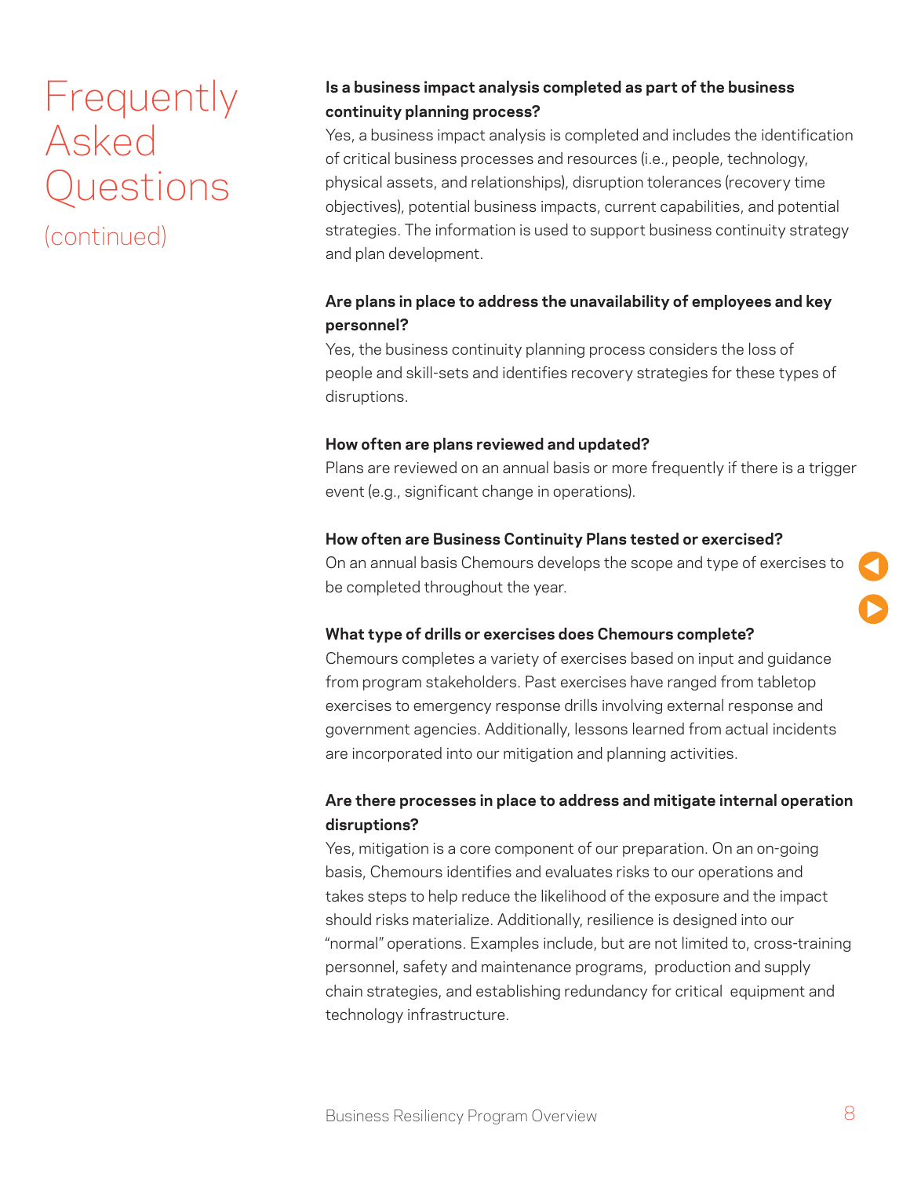# Frequently Asked Questions (continued)

**Is a business impact analysis completed as part of the business continuity planning process?**
Yes, a business impact analysis is completed and includes the identification of critical business processes and resources (i.e., people, technology, physical assets, and relationships), disruption tolerances (recovery time objectives), potential business impacts, current capabilities, and potential strategies. The information is used to support business continuity strategy and plan development.

**Are plans in place to address the unavailability of employees and key personnel?**
Yes, the business continuity planning process considers the loss of people and skill-sets and identifies recovery strategies for these types of disruptions.

**How often are plans reviewed and updated?**
Plans are reviewed on an annual basis or more frequently if there is a trigger event (e.g., significant change in operations).

**How often are Business Continuity Plans tested or exercised?**
On an annual basis Chemours develops the scope and type of exercises to be completed throughout the year.

**What type of drills or exercises does Chemours complete?**
Chemours completes a variety of exercises based on input and guidance from program stakeholders. Past exercises have ranged from tabletop exercises to emergency response drills involving external response and government agencies. Additionally, lessons learned from actual incidents are incorporated into our mitigation and planning activities.

**Are there processes in place to address and mitigate internal operation disruptions?**
Yes, mitigation is a core component of our preparation. On an on-going basis, Chemours identifies and evaluates risks to our operations and takes steps to help reduce the likelihood of the exposure and the impact should risks materialize. Additionally, resilience is designed into our "normal" operations. Examples include, but are not limited to, cross-training personnel, safety and maintenance programs, production and supply chain strategies, and establishing redundancy for critical equipment and technology infrastructure.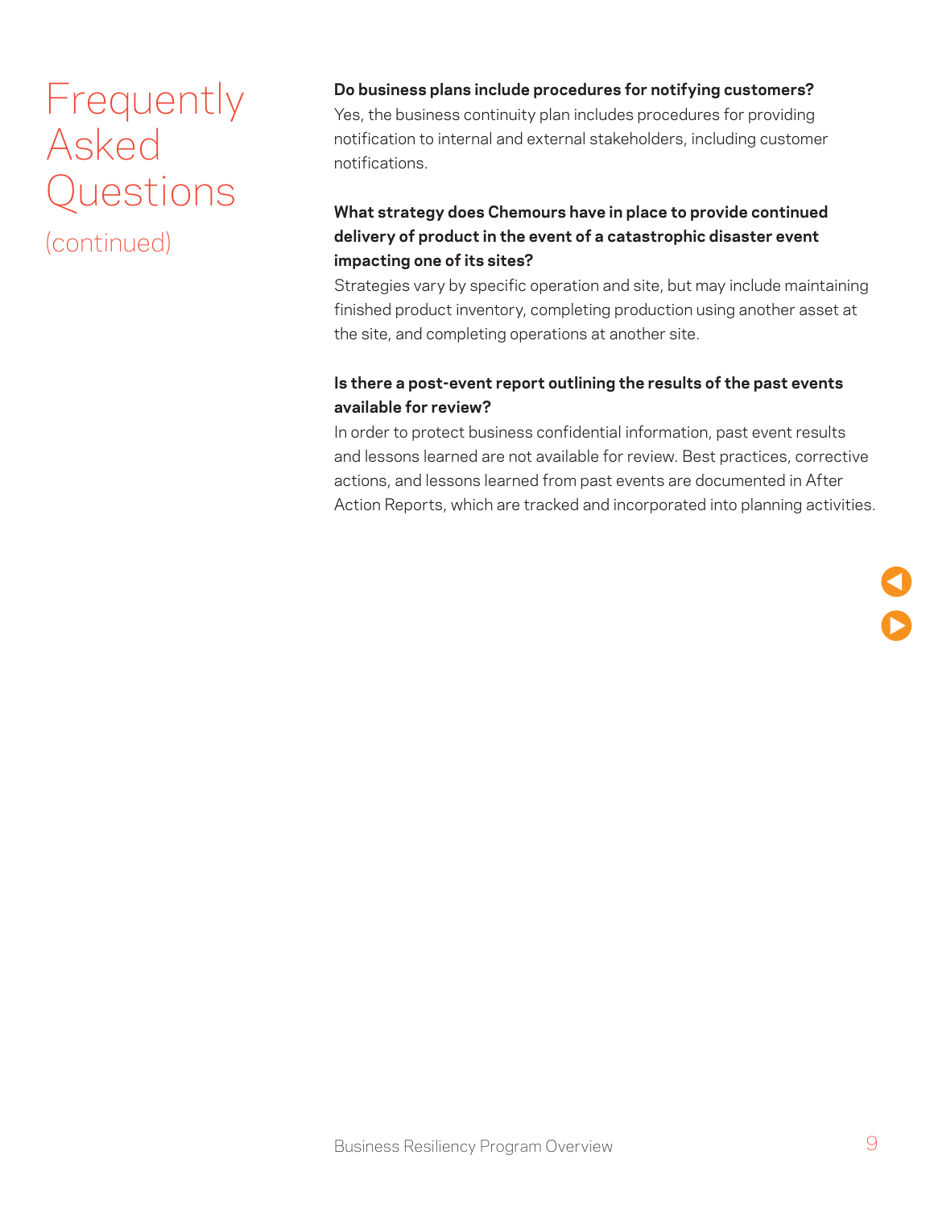# Frequently Asked Questions

(continued)

**Do business plans include procedures for notifying customers?**

Yes, the business continuity plan includes procedures for providing notification to internal and external stakeholders, including customer notifications.

**What strategy does Chemours have in place to provide continued delivery of product in the event of a catastrophic disaster event impacting one of its sites?**

Strategies vary by specific operation and site, but may include maintaining finished product inventory, completing production using another asset at the site, and completing operations at another site.

**Is there a post-event report outlining the results of the past events available for review?**

In order to protect business confidential information, past event results and lessons learned are not available for review. Best practices, corrective actions, and lessons learned from past events are documented in After Action Reports, which are tracked and incorporated into planning activities.